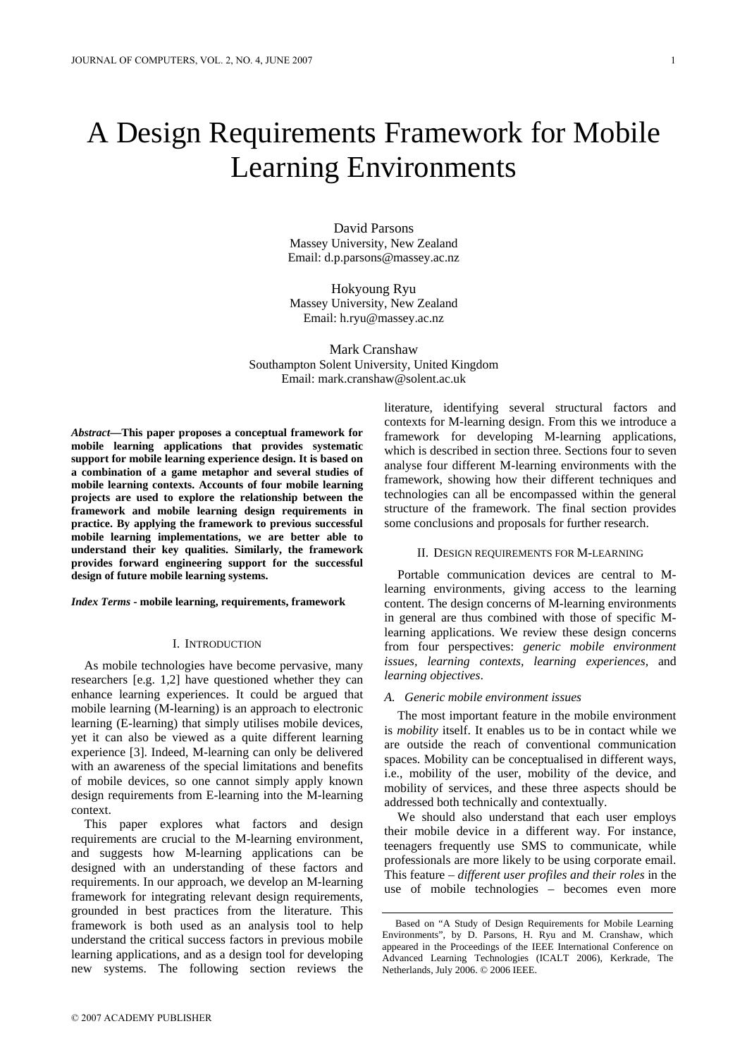# A Design Requirements Framework for Mobile Learning Environments

David Parsons
Massey University, New Zealand
Email: d.p.parsons@massey.ac.nz

Hokyoung Ryu
Massey University, New Zealand
Email: h.ryu@massey.ac.nz

Mark Cranshaw
Southampton Solent University, United Kingdom
Email: mark.cranshaw@solent.ac.uk

***Abstract*—This paper proposes a conceptual framework for mobile learning applications that provides systematic support for mobile learning experience design. It is based on a combination of a game metaphor and several studies of mobile learning contexts. Accounts of four mobile learning projects are used to explore the relationship between the framework and mobile learning design requirements in practice. By applying the framework to previous successful mobile learning implementations, we are better able to understand their key qualities. Similarly, the framework provides forward engineering support for the successful design of future mobile learning systems.**

***Index Terms* - mobile learning, requirements, framework**

## I. Introduction

As mobile technologies have become pervasive, many researchers [e.g. 1,2] have questioned whether they can enhance learning experiences. It could be argued that mobile learning (M-learning) is an approach to electronic learning (E-learning) that simply utilises mobile devices, yet it can also be viewed as a quite different learning experience [3]. Indeed, M-learning can only be delivered with an awareness of the special limitations and benefits of mobile devices, so one cannot simply apply known design requirements from E-learning into the M-learning context.

This paper explores what factors and design requirements are crucial to the M-learning environment, and suggests how M-learning applications can be designed with an understanding of these factors and requirements. In our approach, we develop an M-learning framework for integrating relevant design requirements, grounded in best practices from the literature. This framework is both used as an analysis tool to help understand the critical success factors in previous mobile learning applications, and as a design tool for developing new systems. The following section reviews the literature, identifying several structural factors and contexts for M-learning design. From this we introduce a framework for developing M-learning applications, which is described in section three. Sections four to seven analyse four different M-learning environments with the framework, showing how their different techniques and technologies can all be encompassed within the general structure of the framework. The final section provides some conclusions and proposals for further research.

## II. Design Requirements for M-learning

Portable communication devices are central to M-learning environments, giving access to the learning content. The design concerns of M-learning environments in general are thus combined with those of specific M-learning applications. We review these design concerns from four perspectives: *generic mobile environment issues*, *learning contexts*, *learning experiences*, and *learning objectives*.

### A. Generic mobile environment issues

The most important feature in the mobile environment is *mobility* itself. It enables us to be in contact while we are outside the reach of conventional communication spaces. Mobility can be conceptualised in different ways, i.e., mobility of the user, mobility of the device, and mobility of services, and these three aspects should be addressed both technically and contextually.

We should also understand that each user employs their mobile device in a different way. For instance, teenagers frequently use SMS to communicate, while professionals are more likely to be using corporate email. This feature – *different user profiles and their roles* in the use of mobile technologies – becomes even more

Based on "A Study of Design Requirements for Mobile Learning Environments", by D. Parsons, H. Ryu and M. Cranshaw, which appeared in the Proceedings of the IEEE International Conference on Advanced Learning Technologies (ICALT 2006), Kerkrade, The Netherlands, July 2006. © 2006 IEEE.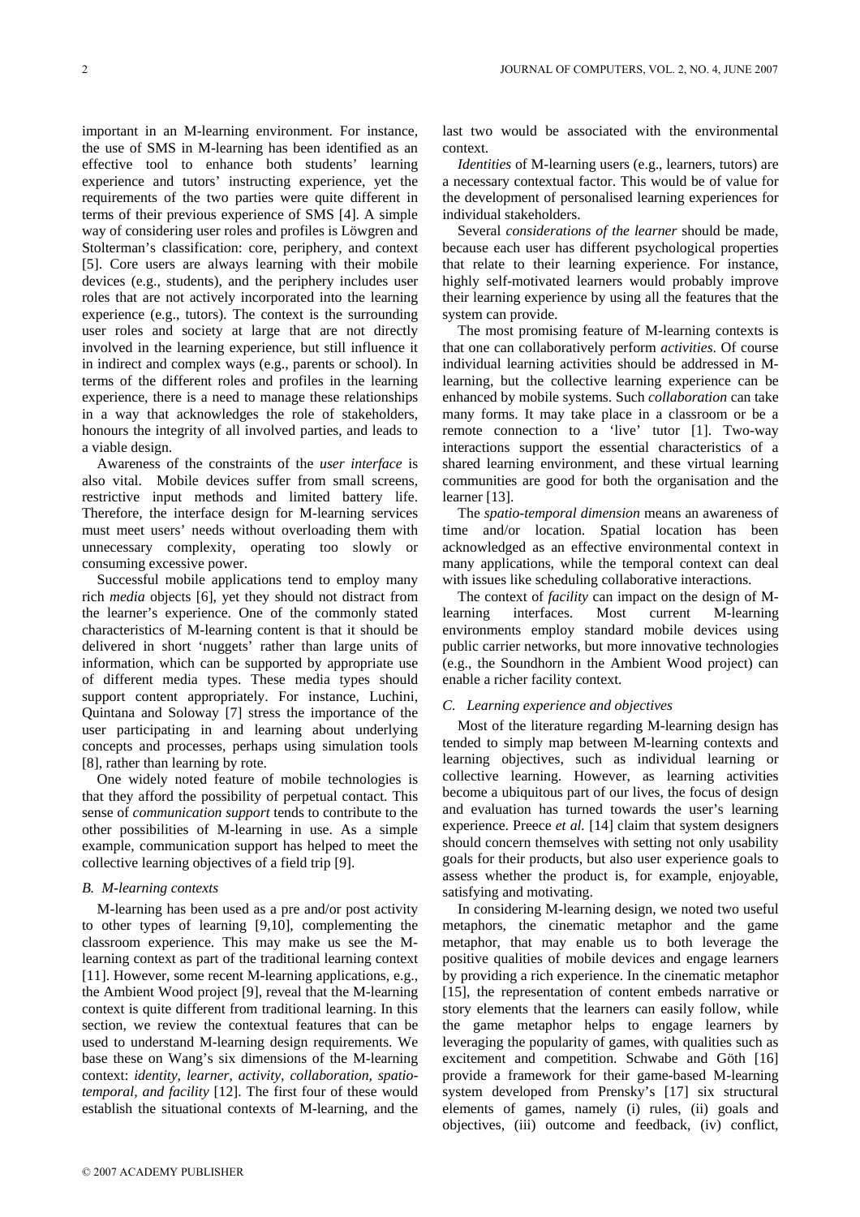important in an M-learning environment. For instance, the use of SMS in M-learning has been identified as an effective tool to enhance both students' learning experience and tutors' instructing experience, yet the requirements of the two parties were quite different in terms of their previous experience of SMS [4]. A simple way of considering user roles and profiles is Löwgren and Stolterman's classification: core, periphery, and context [5]. Core users are always learning with their mobile devices (e.g., students), and the periphery includes user roles that are not actively incorporated into the learning experience (e.g., tutors). The context is the surrounding user roles and society at large that are not directly involved in the learning experience, but still influence it in indirect and complex ways (e.g., parents or school). In terms of the different roles and profiles in the learning experience, there is a need to manage these relationships in a way that acknowledges the role of stakeholders, honours the integrity of all involved parties, and leads to a viable design.

Awareness of the constraints of the *user interface* is also vital. Mobile devices suffer from small screens, restrictive input methods and limited battery life. Therefore, the interface design for M-learning services must meet users' needs without overloading them with unnecessary complexity, operating too slowly or consuming excessive power.

Successful mobile applications tend to employ many rich *media* objects [6], yet they should not distract from the learner's experience. One of the commonly stated characteristics of M-learning content is that it should be delivered in short 'nuggets' rather than large units of information, which can be supported by appropriate use of different media types. These media types should support content appropriately. For instance, Luchini, Quintana and Soloway [7] stress the importance of the user participating in and learning about underlying concepts and processes, perhaps using simulation tools [8], rather than learning by rote.

One widely noted feature of mobile technologies is that they afford the possibility of perpetual contact. This sense of *communication support* tends to contribute to the other possibilities of M-learning in use. As a simple example, communication support has helped to meet the collective learning objectives of a field trip [9].

### *B. M-learning contexts*

M-learning has been used as a pre and/or post activity to other types of learning [9,10], complementing the classroom experience. This may make us see the M-learning context as part of the traditional learning context [11]. However, some recent M-learning applications, e.g., the Ambient Wood project [9], reveal that the M-learning context is quite different from traditional learning. In this section, we review the contextual features that can be used to understand M-learning design requirements. We base these on Wang's six dimensions of the M-learning context: *identity, learner, activity, collaboration, spatio-temporal, and facility* [12]. The first four of these would establish the situational contexts of M-learning, and the last two would be associated with the environmental context.

*Identities* of M-learning users (e.g., learners, tutors) are a necessary contextual factor. This would be of value for the development of personalised learning experiences for individual stakeholders.

Several *considerations of the learner* should be made, because each user has different psychological properties that relate to their learning experience. For instance, highly self-motivated learners would probably improve their learning experience by using all the features that the system can provide.

The most promising feature of M-learning contexts is that one can collaboratively perform *activities*. Of course individual learning activities should be addressed in M-learning, but the collective learning experience can be enhanced by mobile systems. Such *collaboration* can take many forms. It may take place in a classroom or be a remote connection to a 'live' tutor [1]. Two-way interactions support the essential characteristics of a shared learning environment, and these virtual learning communities are good for both the organisation and the learner [13].

The *spatio-temporal dimension* means an awareness of time and/or location. Spatial location has been acknowledged as an effective environmental context in many applications, while the temporal context can deal with issues like scheduling collaborative interactions.

The context of *facility* can impact on the design of M-learning interfaces. Most current M-learning environments employ standard mobile devices using public carrier networks, but more innovative technologies (e.g., the Soundhorn in the Ambient Wood project) can enable a richer facility context.

### *C. Learning experience and objectives*

Most of the literature regarding M-learning design has tended to simply map between M-learning contexts and learning objectives, such as individual learning or collective learning. However, as learning activities become a ubiquitous part of our lives, the focus of design and evaluation has turned towards the user's learning experience. Preece *et al.* [14] claim that system designers should concern themselves with setting not only usability goals for their products, but also user experience goals to assess whether the product is, for example, enjoyable, satisfying and motivating.

In considering M-learning design, we noted two useful metaphors, the cinematic metaphor and the game metaphor, that may enable us to both leverage the positive qualities of mobile devices and engage learners by providing a rich experience. In the cinematic metaphor [15], the representation of content embeds narrative or story elements that the learners can easily follow, while the game metaphor helps to engage learners by leveraging the popularity of games, with qualities such as excitement and competition. Schwabe and Göth [16] provide a framework for their game-based M-learning system developed from Prensky's [17] six structural elements of games, namely (i) rules, (ii) goals and objectives, (iii) outcome and feedback, (iv) conflict,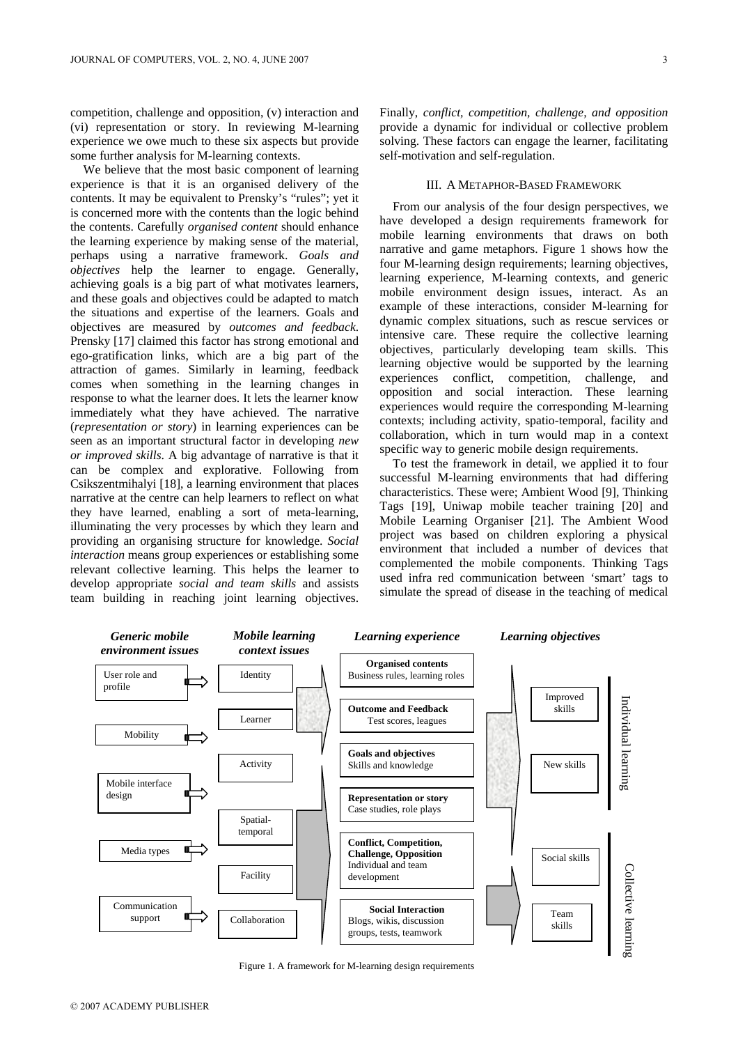competition, challenge and opposition, (v) interaction and (vi) representation or story. In reviewing M-learning experience we owe much to these six aspects but provide some further analysis for M-learning contexts.

We believe that the most basic component of learning experience is that it is an organised delivery of the contents. It may be equivalent to Prensky's "rules"; yet it is concerned more with the contents than the logic behind the contents. Carefully *organised content* should enhance the learning experience by making sense of the material, perhaps using a narrative framework. *Goals and objectives* help the learner to engage. Generally, achieving goals is a big part of what motivates learners, and these goals and objectives could be adapted to match the situations and expertise of the learners. Goals and objectives are measured by *outcomes and feedback*. Prensky [17] claimed this factor has strong emotional and ego-gratification links, which are a big part of the attraction of games. Similarly in learning, feedback comes when something in the learning changes in response to what the learner does. It lets the learner know immediately what they have achieved. The narrative (*representation or story*) in learning experiences can be seen as an important structural factor in developing *new or improved skills*. A big advantage of narrative is that it can be complex and explorative. Following from Csikszentmihalyi [18], a learning environment that places narrative at the centre can help learners to reflect on what they have learned, enabling a sort of meta-learning, illuminating the very processes by which they learn and providing an organising structure for knowledge. *Social interaction* means group experiences or establishing some relevant collective learning. This helps the learner to develop appropriate *social and team skills* and assists team building in reaching joint learning objectives. Finally, *conflict, competition, challenge, and opposition* provide a dynamic for individual or collective problem solving. These factors can engage the learner, facilitating self-motivation and self-regulation.

## III. A Metaphor-Based Framework

From our analysis of the four design perspectives, we have developed a design requirements framework for mobile learning environments that draws on both narrative and game metaphors. Figure 1 shows how the four M-learning design requirements; learning objectives, learning experience, M-learning contexts, and generic mobile environment design issues, interact. As an example of these interactions, consider M-learning for dynamic complex situations, such as rescue services or intensive care. These require the collective learning objectives, particularly developing team skills. This learning objective would be supported by the learning experiences conflict, competition, challenge, and opposition and social interaction. These learning experiences would require the corresponding M-learning contexts; including activity, spatio-temporal, facility and collaboration, which in turn would map in a context specific way to generic mobile design requirements.

To test the framework in detail, we applied it to four successful M-learning environments that had differing characteristics. These were; Ambient Wood [9], Thinking Tags [19], Uniwap mobile teacher training [20] and Mobile Learning Organiser [21]. The Ambient Wood project was based on children exploring a physical environment that included a number of devices that complemented the mobile components. Thinking Tags used infra red communication between 'smart' tags to simulate the spread of disease in the teaching of medical

| Generic mobile environment issues | Mobile learning context issues | Learning experience | Learning objectives | |
|---|---|---|---|---|
| User role and profile | Identity | **Organised contents** Business rules, learning roles | Improved skills | Individual learning |
| Mobility | Learner | **Outcome and Feedback** Test scores, leagues | New skills | |
| Mobile interface design | Activity | **Goals and objectives** Skills and knowledge | | |
| Media types | Spatial-temporal | **Representation or story** Case studies, role plays | | |
| Communication support | Facility | **Conflict, Competition, Challenge, Opposition** Individual and team development | Social skills | Collective learning |
| | Collaboration | **Social Interaction** Blogs, wikis, discussion groups, tests, teamwork | Team skills | |

Figure 1. A framework for M-learning design requirements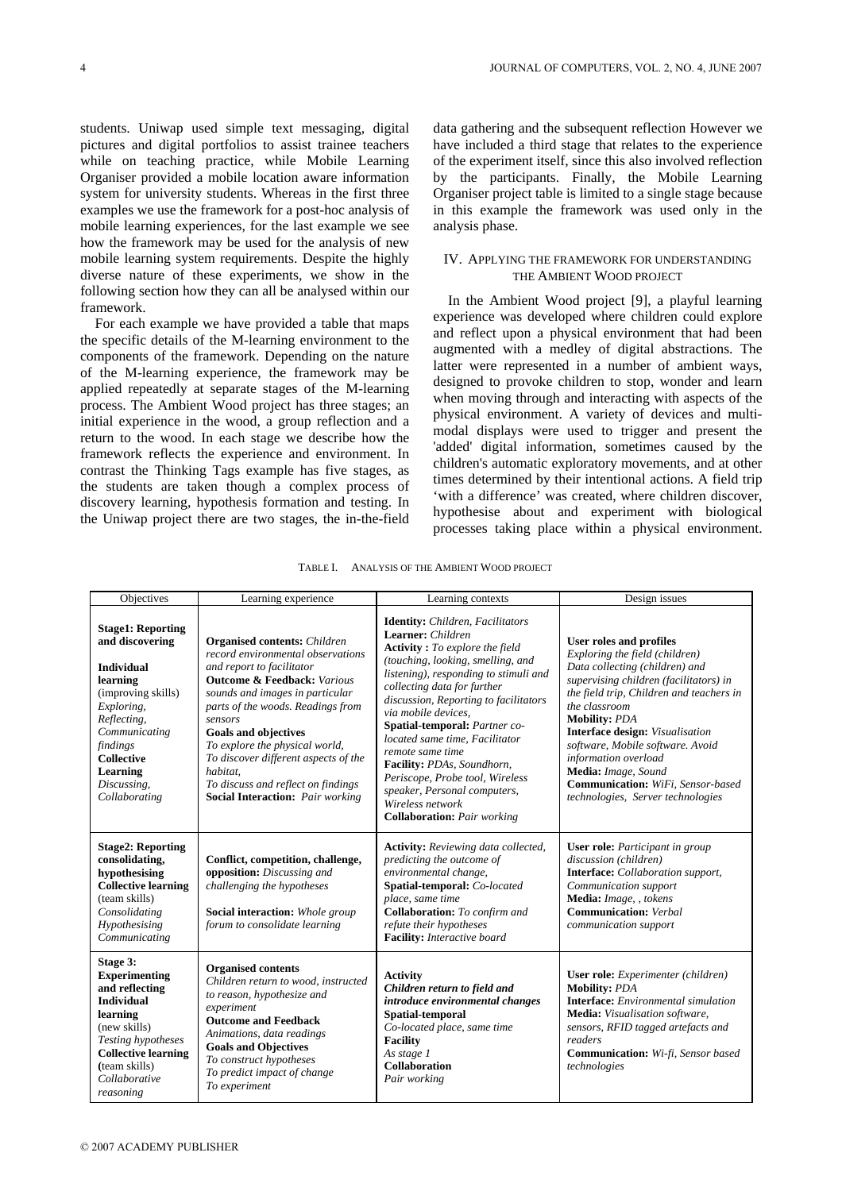students. Uniwap used simple text messaging, digital pictures and digital portfolios to assist trainee teachers while on teaching practice, while Mobile Learning Organiser provided a mobile location aware information system for university students. Whereas in the first three examples we use the framework for a post-hoc analysis of mobile learning experiences, for the last example we see how the framework may be used for the analysis of new mobile learning system requirements. Despite the highly diverse nature of these experiments, we show in the following section how they can all be analysed within our framework.

For each example we have provided a table that maps the specific details of the M-learning environment to the components of the framework. Depending on the nature of the M-learning experience, the framework may be applied repeatedly at separate stages of the M-learning process. The Ambient Wood project has three stages; an initial experience in the wood, a group reflection and a return to the wood. In each stage we describe how the framework reflects the experience and environment. In contrast the Thinking Tags example has five stages, as the students are taken though a complex process of discovery learning, hypothesis formation and testing. In the Uniwap project there are two stages, the in-the-field data gathering and the subsequent reflection However we have included a third stage that relates to the experience of the experiment itself, since this also involved reflection by the participants. Finally, the Mobile Learning Organiser project table is limited to a single stage because in this example the framework was used only in the analysis phase.

## IV. Applying the Framework for Understanding the Ambient Wood Project

In the Ambient Wood project [9], a playful learning experience was developed where children could explore and reflect upon a physical environment that had been augmented with a medley of digital abstractions. The latter were represented in a number of ambient ways, designed to provoke children to stop, wonder and learn when moving through and interacting with aspects of the physical environment. A variety of devices and multi-modal displays were used to trigger and present the 'added' digital information, sometimes caused by the children's automatic exploratory movements, and at other times determined by their intentional actions. A field trip 'with a difference' was created, where children discover, hypothesise about and experiment with biological processes taking place within a physical environment.

TABLE I. Analysis of the Ambient Wood Project

| Objectives | Learning experience | Learning contexts | Design issues |
|---|---|---|---|
| **Stage1: Reporting and discovering** **Individual learning** (improving skills) *Exploring, Reflecting, Communicating findings* **Collective Learning** *Discussing, Collaborating* | **Organised contents:** *Children record environmental observations and report to facilitator* **Outcome & Feedback:** *Various sounds and images in particular parts of the woods. Readings from sensors* **Goals and objectives** *To explore the physical world, To discover different aspects of the habitat, To discuss and reflect on findings* **Social Interaction:** *Pair working* | **Identity:** *Children, Facilitators* **Learner:** *Children* **Activity :** *To explore the field (touching, looking, smelling, and listening), responding to stimuli and collecting data for further discussion, Reporting to facilitators via mobile devices,* **Spatial-temporal:** *Partner co-located same time, Facilitator remote same time* **Facility:** *PDAs, Soundhorn, Periscope, Probe tool, Wireless speaker, Personal computers, Wireless network* **Collaboration:** *Pair working* | **User roles and profiles** *Exploring the field (children) Data collecting (children) and supervising children (facilitators) in the field trip, Children and teachers in the classroom* **Mobility:** *PDA* **Interface design:** *Visualisation software, Mobile software. Avoid information overload* **Media:** *Image, Sound* **Communication:** *WiFi, Sensor-based technologies, Server technologies* |
| **Stage2: Reporting consolidating, hypothesising** **Collective learning** (team skills) *Consolidating Hypothesising Communicating* | **Conflict, competition, challenge, opposition:** *Discussing and challenging the hypotheses* **Social interaction:** *Whole group forum to consolidate learning* | **Activity:** *Reviewing data collected, predicting the outcome of environmental change,* **Spatial-temporal:** *Co-located place, same time* **Collaboration:** *To confirm and refute their hypotheses* **Facility:** *Interactive board* | **User role:** *Participant in group discussion (children)* **Interface:** *Collaboration support, Communication support* **Media:** *Image, , tokens* **Communication:** *Verbal communication support* |
| **Stage 3: Experimenting and reflecting** **Individual learning** (new skills) *Testing hypotheses* **Collective learning** (team skills) *Collaborative reasoning* | **Organised contents** *Children return to wood, instructed to reason, hypothesize and experiment* **Outcome and Feedback** *Animations, data readings* **Goals and Objectives** *To construct hypotheses To predict impact of change To experiment* | **Activity** ***Children return to field and introduce environmental changes*** **Spatial-temporal** *Co-located place, same time* **Facility** *As stage 1* **Collaboration** *Pair working* | **User role:** *Experimenter (children)* **Mobility:** *PDA* **Interface:** *Environmental simulation* **Media:** *Visualisation software, sensors, RFID tagged artefacts and readers* **Communication:** *Wi-fi, Sensor based technologies* |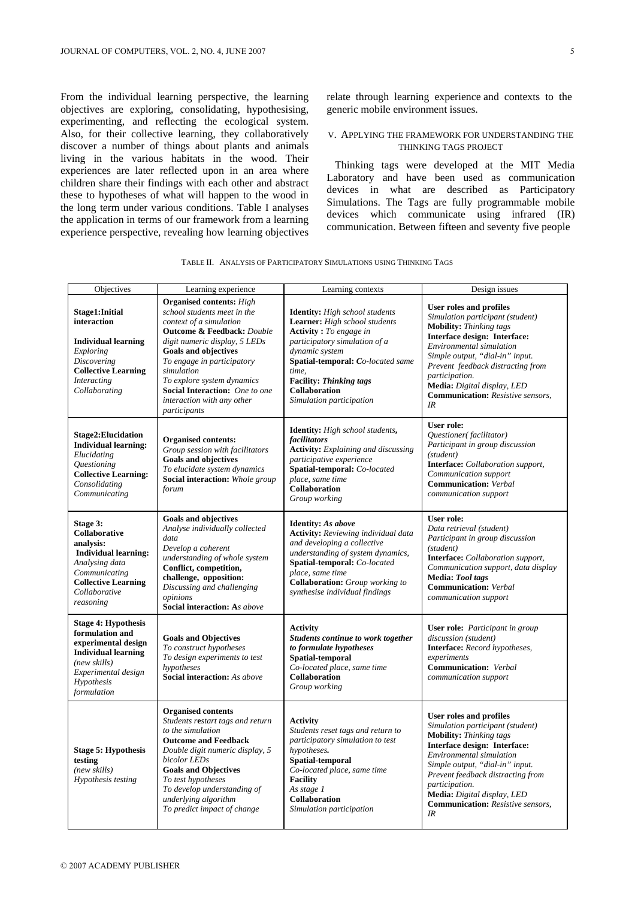From the individual learning perspective, the learning objectives are exploring, consolidating, hypothesising, experimenting, and reflecting the ecological system. Also, for their collective learning, they collaboratively discover a number of things about plants and animals living in the various habitats in the wood. Their experiences are later reflected upon in an area where children share their findings with each other and abstract these to hypotheses of what will happen to the wood in the long term under various conditions. Table I analyses the application in terms of our framework from a learning experience perspective, revealing how learning objectives relate through learning experience and contexts to the generic mobile environment issues.

## V. Applying the Framework for Understanding the Thinking Tags Project

Thinking tags were developed at the MIT Media Laboratory and have been used as communication devices in what are described as Participatory Simulations. The Tags are fully programmable mobile devices which communicate using infrared (IR) communication. Between fifteen and seventy five people

TABLE II. Analysis of Participatory Simulations using Thinking Tags

| Objectives | Learning experience | Learning contexts | Design issues |
|---|---|---|---|
| **Stage1:Initial interaction**<br><br>**Individual learning**<br>*Exploring*<br>*Discovering*<br>**Collective Learning**<br>*Interacting*<br>*Collaborating* | **Organised contents:** *High school students meet in the context of a simulation*<br>**Outcome & Feedback:** *Double digit numeric display, 5 LEDs*<br>**Goals and objectives**<br>*To engage in participatory simulation*<br>*To explore system dynamics*<br>**Social Interaction:** *One to one interaction with any other participants* | **Identity:** *High school students*<br>**Learner:** *High school students*<br>**Activity :** *To engage in participatory simulation of a dynamic system*<br>**Spatial-temporal:** ***C****o-located same time,*<br>**Facility:** ***Thinking tags***<br>**Collaboration**<br>*Simulation participation* | **User roles and profiles**<br>*Simulation participant (student)*<br>**Mobility:** *Thinking tags*<br>**Interface design: Interface:** *Environmental simulation*<br>*Simple output, "dial-in" input.*<br>*Prevent feedback distracting from participation.*<br>**Media:** *Digital display, LED*<br>**Communication:** *Resistive sensors, IR* |
| **Stage2:Elucidation**<br>**Individual learning:**<br>*Elucidating*<br>*Questioning*<br>**Collective Learning:**<br>*Consolidating*<br>*Communicating* | **Organised contents:**<br>*Group session with facilitators*<br>**Goals and objectives**<br>*To elucidate system dynamics*<br>**Social interaction:** *Whole group forum* | **Identity:** *High school students*, ***facilitators***<br>**Activity:** *Explaining and discussing participative experience*<br>**Spatial-temporal:** *Co-located place, same time*<br>**Collaboration**<br>*Group working* | **User role:**<br>*Questioner( facilitator)*<br>*Participant in group discussion (student)*<br>**Interface:** *Collaboration support, Communication support*<br>**Communication:** *Verbal communication support* |
| **Stage 3: Collaborative analysis:**<br>**Individual learning:**<br>*Analysing data*<br>*Communicating*<br>**Collective Learning**<br>*Collaborative reasoning* | **Goals and objectives**<br>*Analyse individually collected data*<br>*Develop a coherent understanding of whole system*<br>**Conflict, competition, challenge, opposition:**<br>*Discussing and challenging opinions*<br>**Social interaction: A***s above* | **Identity:** *As above*<br>**Activity:** *Reviewing individual data and developing a collective understanding of system dynamics,*<br>**Spatial-temporal:** *Co-located place, same time*<br>**Collaboration:** *Group working to synthesise individual findings* | **User role:**<br>*Data retrieval (student)*<br>*Participant in group discussion (student)*<br>**Interface:** *Collaboration support, Communication support, data display*<br>**Media:** ***Tool tags***<br>**Communication:** *Verbal communication support* |
| **Stage 4: Hypothesis formulation and experimental design**<br>**Individual learning**<br>*(new skills)*<br>*Experimental design*<br>*Hypothesis formulation* | **Goals and Objectives**<br>*To construct hypotheses*<br>*To design experiments to test hypotheses*<br>**Social interaction:** *As above* | **Activity**<br>***Students continue to work together to formulate hypotheses***<br>**Spatial-temporal**<br>*Co-located place, same time*<br>**Collaboration**<br>*Group working* | **User role:** *Participant in group discussion (student)*<br>**Interface:** *Record hypotheses, experiments*<br>**Communication:** *Verbal communication support* |
| **Stage 5: Hypothesis testing**<br>*(new skills)*<br>*Hypothesis testing* | **Organised contents**<br>*Students r***e***start tags and return to the simulation*<br>**Outcome and Feedback**<br>*Double digit numeric display, 5 bicolor LEDs*<br>**Goals and Objectives**<br>*To test hypotheses*<br>*To develop understanding of underlying algorithm*<br>*To predict impact of change* | **Activity**<br>*Students reset tags and return to participatory simulation to test hypotheses.*<br>**Spatial-temporal**<br>*Co-located place, same time*<br>**Facility**<br>*As stage 1*<br>**Collaboration**<br>*Simulation participation* | **User roles and profiles**<br>*Simulation participant (student)*<br>**Mobility:** *Thinking tags*<br>**Interface design: Interface:** *Environmental simulation*<br>*Simple output, "dial-in" input.*<br>*Prevent feedback distracting from participation.*<br>**Media:** *Digital display, LED*<br>**Communication:** *Resistive sensors, IR* |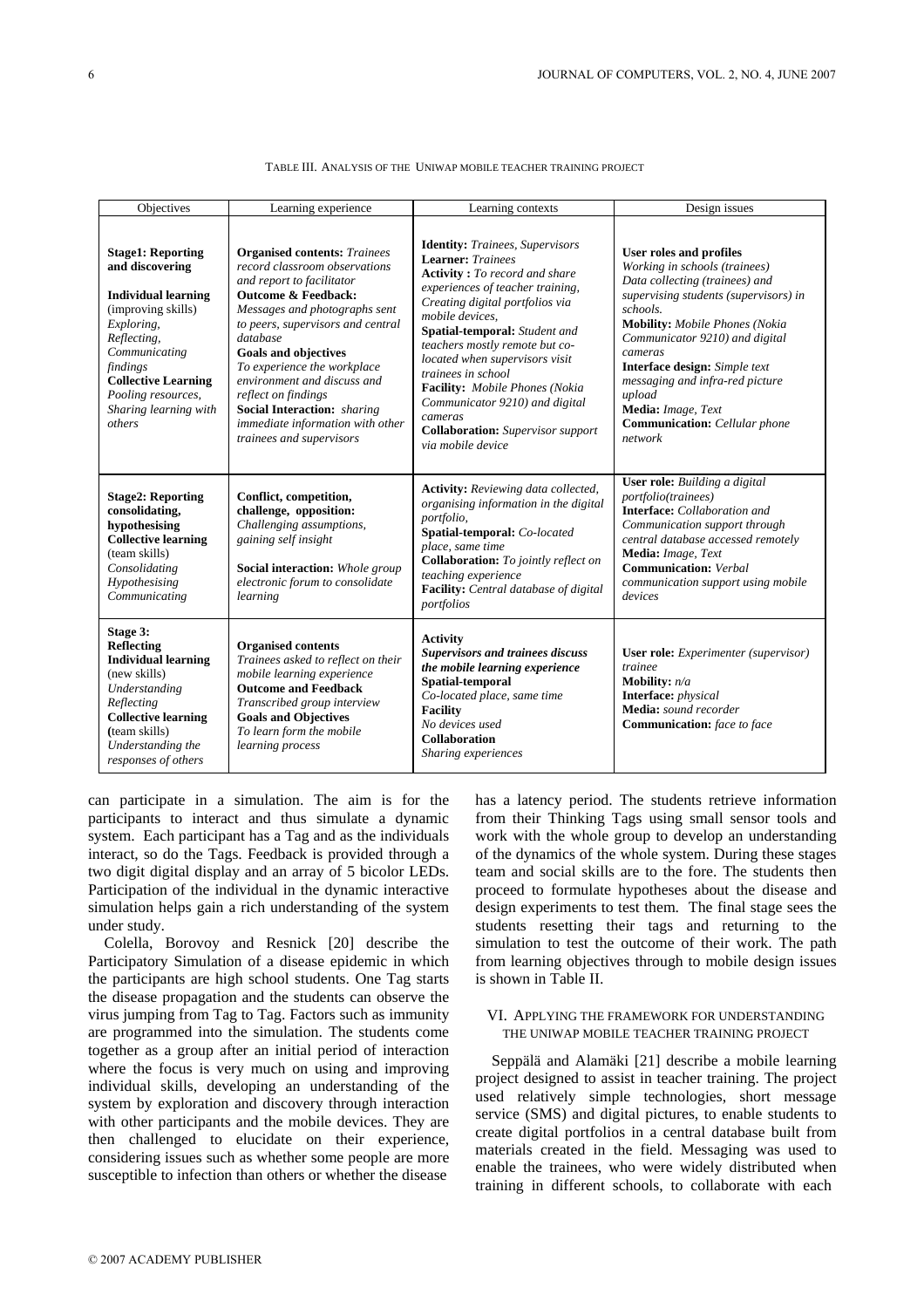TABLE III. ANALYSIS OF THE UNIWAP MOBILE TEACHER TRAINING PROJECT

| Objectives | Learning experience | Learning contexts | Design issues |
|---|---|---|---|
| **Stage1: Reporting and discovering**<br><br>**Individual learning** (improving skills) *Exploring, Reflecting, Communicating findings*<br>**Collective Learning** *Pooling resources, Sharing learning with others* | **Organised contents:** *Trainees record classroom observations and report to facilitator*<br>**Outcome & Feedback:** *Messages and photographs sent to peers, supervisors and central database*<br>**Goals and objectives** *To experience the workplace environment and discuss and reflect on findings*<br>**Social Interaction:** *sharing immediate information with other trainees and supervisors* | **Identity:** *Trainees, Supervisors*<br>**Learner:** *Trainees*<br>**Activity :** *To record and share experiences of teacher training, Creating digital portfolios via mobile devices,*<br>**Spatial-temporal:** *Student and teachers mostly remote but co-located when supervisors visit trainees in school*<br>**Facility:** *Mobile Phones (Nokia Communicator 9210) and digital cameras*<br>**Collaboration:** *Supervisor support via mobile device* | **User roles and profiles** *Working in schools (trainees) Data collecting (trainees) and supervising students (supervisors) in schools.*<br>**Mobility:** *Mobile Phones (Nokia Communicator 9210) and digital cameras*<br>**Interface design:** *Simple text messaging and infra-red picture upload*<br>**Media:** *Image, Text*<br>**Communication:** *Cellular phone network* |
| **Stage2: Reporting consolidating, hypothesising**<br>**Collective learning** (team skills) *Consolidating Hypothesising Communicating* | **Conflict, competition, challenge, opposition:** *Challenging assumptions, gaining self insight*<br><br>**Social interaction:** *Whole group electronic forum to consolidate learning* | **Activity:** *Reviewing data collected, organising information in the digital portfolio,*<br>**Spatial-temporal:** *Co-located place, same time*<br>**Collaboration:** *To jointly reflect on teaching experience*<br>**Facility:** *Central database of digital portfolios* | **User role:** *Building a digital portfolio(trainees)*<br>**Interface:** *Collaboration and Communication support through central database accessed remotely*<br>**Media:** *Image, Text*<br>**Communication:** *Verbal communication support using mobile devices* |
| **Stage 3: Reflecting**<br>**Individual learning** (new skills) *Understanding Reflecting*<br>**Collective learning** (team skills) *Understanding the responses of others* | **Organised contents** *Trainees asked to reflect on their mobile learning experience*<br>**Outcome and Feedback** *Transcribed group interview*<br>**Goals and Objectives** *To learn form the mobile learning process* | **Activity**<br>***Supervisors and trainees discuss the mobile learning experience***<br>**Spatial-temporal** *Co-located place, same time*<br>**Facility** *No devices used*<br>**Collaboration** *Sharing experiences* | **User role:** *Experimenter (supervisor) trainee*<br>**Mobility:** *n/a*<br>**Interface:** *physical*<br>**Media:** *sound recorder*<br>**Communication:** *face to face* |

can participate in a simulation. The aim is for the participants to interact and thus simulate a dynamic system. Each participant has a Tag and as the individuals interact, so do the Tags. Feedback is provided through a two digit digital display and an array of 5 bicolor LEDs. Participation of the individual in the dynamic interactive simulation helps gain a rich understanding of the system under study.

Colella, Borovoy and Resnick [20] describe the Participatory Simulation of a disease epidemic in which the participants are high school students. One Tag starts the disease propagation and the students can observe the virus jumping from Tag to Tag. Factors such as immunity are programmed into the simulation. The students come together as a group after an initial period of interaction where the focus is very much on using and improving individual skills, developing an understanding of the system by exploration and discovery through interaction with other participants and the mobile devices. They are then challenged to elucidate on their experience, considering issues such as whether some people are more susceptible to infection than others or whether the disease has a latency period. The students retrieve information from their Thinking Tags using small sensor tools and work with the whole group to develop an understanding of the dynamics of the whole system. During these stages team and social skills are to the fore. The students then proceed to formulate hypotheses about the disease and design experiments to test them. The final stage sees the students resetting their tags and returning to the simulation to test the outcome of their work. The path from learning objectives through to mobile design issues is shown in Table II.

## VI. Applying the Framework for Understanding the UNIWAP Mobile Teacher Training Project

Seppälä and Alamäki [21] describe a mobile learning project designed to assist in teacher training. The project used relatively simple technologies, short message service (SMS) and digital pictures, to enable students to create digital portfolios in a central database built from materials created in the field. Messaging was used to enable the trainees, who were widely distributed when training in different schools, to collaborate with each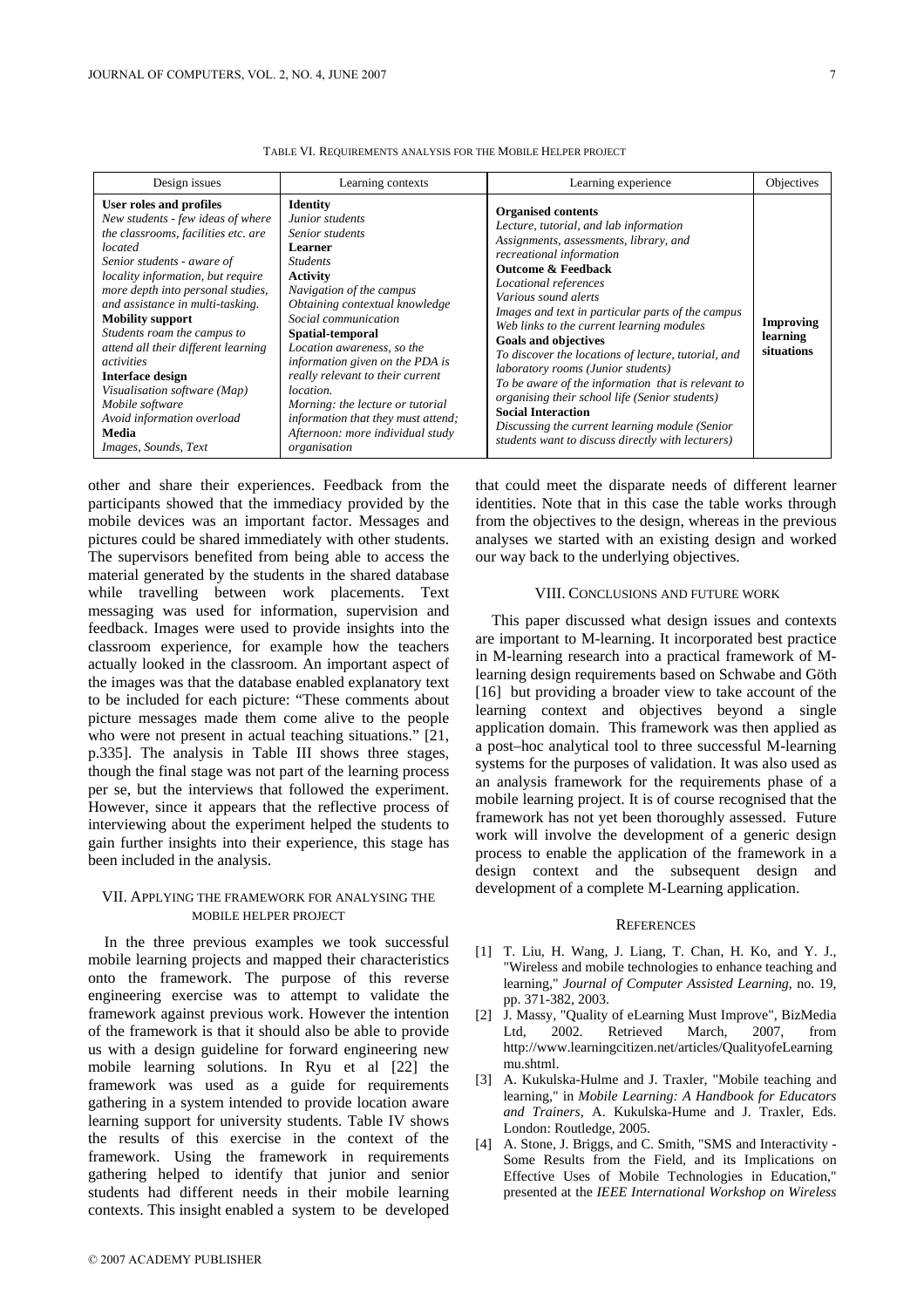TABLE VI. REQUIREMENTS ANALYSIS FOR THE MOBILE HELPER PROJECT

| Design issues | Learning contexts | Learning experience | Objectives |
|---|---|---|---|
| **User roles and profiles**<br>*New students - few ideas of where the classrooms, facilities etc. are located*<br>*Senior students - aware of locality information, but require more depth into personal studies, and assistance in multi-tasking.*<br>**Mobility support**<br>*Students roam the campus to attend all their different learning activities*<br>**Interface design**<br>*Visualisation software (Map)*<br>*Mobile software*<br>*Avoid information overload*<br>**Media**<br>*Images, Sounds, Text* | **Identity**<br>*Junior students*<br>*Senior students*<br>**Learner**<br>*Students*<br>**Activity**<br>*Navigation of the campus*<br>*Obtaining contextual knowledge*<br>*Social communication*<br>**Spatial-temporal**<br>*Location awareness, so the information given on the PDA is really relevant to their current location.*<br>*Morning: the lecture or tutorial information that they must attend;*<br>*Afternoon: more individual study organisation* | **Organised contents**<br>*Lecture, tutorial, and lab information*<br>*Assignments, assessments, library, and recreational information*<br>**Outcome & Feedback**<br>*Locational references*<br>*Various sound alerts*<br>*Images and text in particular parts of the campus*<br>*Web links to the current learning modules*<br>**Goals and objectives**<br>*To discover the locations of lecture, tutorial, and laboratory rooms (Junior students)*<br>*To be aware of the information that is relevant to organising their school life (Senior students)*<br>**Social Interaction**<br>*Discussing the current learning module (Senior students want to discuss directly with lecturers)* | **Improving learning situations** |

other and share their experiences. Feedback from the participants showed that the immediacy provided by the mobile devices was an important factor. Messages and pictures could be shared immediately with other students. The supervisors benefited from being able to access the material generated by the students in the shared database while travelling between work placements. Text messaging was used for information, supervision and feedback. Images were used to provide insights into the classroom experience, for example how the teachers actually looked in the classroom. An important aspect of the images was that the database enabled explanatory text to be included for each picture: "These comments about picture messages made them come alive to the people who were not present in actual teaching situations." [21, p.335]. The analysis in Table III shows three stages, though the final stage was not part of the learning process per se, but the interviews that followed the experiment. However, since it appears that the reflective process of interviewing about the experiment helped the students to gain further insights into their experience, this stage has been included in the analysis.

## VII. Applying the Framework for Analysing the Mobile Helper Project

In the three previous examples we took successful mobile learning projects and mapped their characteristics onto the framework. The purpose of this reverse engineering exercise was to attempt to validate the framework against previous work. However the intention of the framework is that it should also be able to provide us with a design guideline for forward engineering new mobile learning solutions. In Ryu et al [22] the framework was used as a guide for requirements gathering in a system intended to provide location aware learning support for university students. Table IV shows the results of this exercise in the context of the framework. Using the framework in requirements gathering helped to identify that junior and senior students had different needs in their mobile learning contexts. This insight enabled a system to be developed that could meet the disparate needs of different learner identities. Note that in this case the table works through from the objectives to the design, whereas in the previous analyses we started with an existing design and worked our way back to the underlying objectives.

## VIII. Conclusions and Future Work

This paper discussed what design issues and contexts are important to M-learning. It incorporated best practice in M-learning research into a practical framework of M-learning design requirements based on Schwabe and Göth [16] but providing a broader view to take account of the learning context and objectives beyond a single application domain. This framework was then applied as a post–hoc analytical tool to three successful M-learning systems for the purposes of validation. It was also used as an analysis framework for the requirements phase of a mobile learning project. It is of course recognised that the framework has not yet been thoroughly assessed. Future work will involve the development of a generic design process to enable the application of the framework in a design context and the subsequent design and development of a complete M-Learning application.

## References

[1] T. Liu, H. Wang, J. Liang, T. Chan, H. Ko, and Y. J., "Wireless and mobile technologies to enhance teaching and learning," *Journal of Computer Assisted Learning*, no. 19, pp. 371-382, 2003.

[2] J. Massy, "Quality of eLearning Must Improve", BizMedia Ltd, 2002. Retrieved March, 2007, from http://www.learningcitizen.net/articles/QualityofeLearningmu.shtml.

[3] A. Kukulska-Hulme and J. Traxler, "Mobile teaching and learning," in *Mobile Learning: A Handbook for Educators and Trainers*, A. Kukulska-Hume and J. Traxler, Eds. London: Routledge, 2005.

[4] A. Stone, J. Briggs, and C. Smith, "SMS and Interactivity - Some Results from the Field, and its Implications on Effective Uses of Mobile Technologies in Education," presented at the *IEEE International Workshop on Wireless*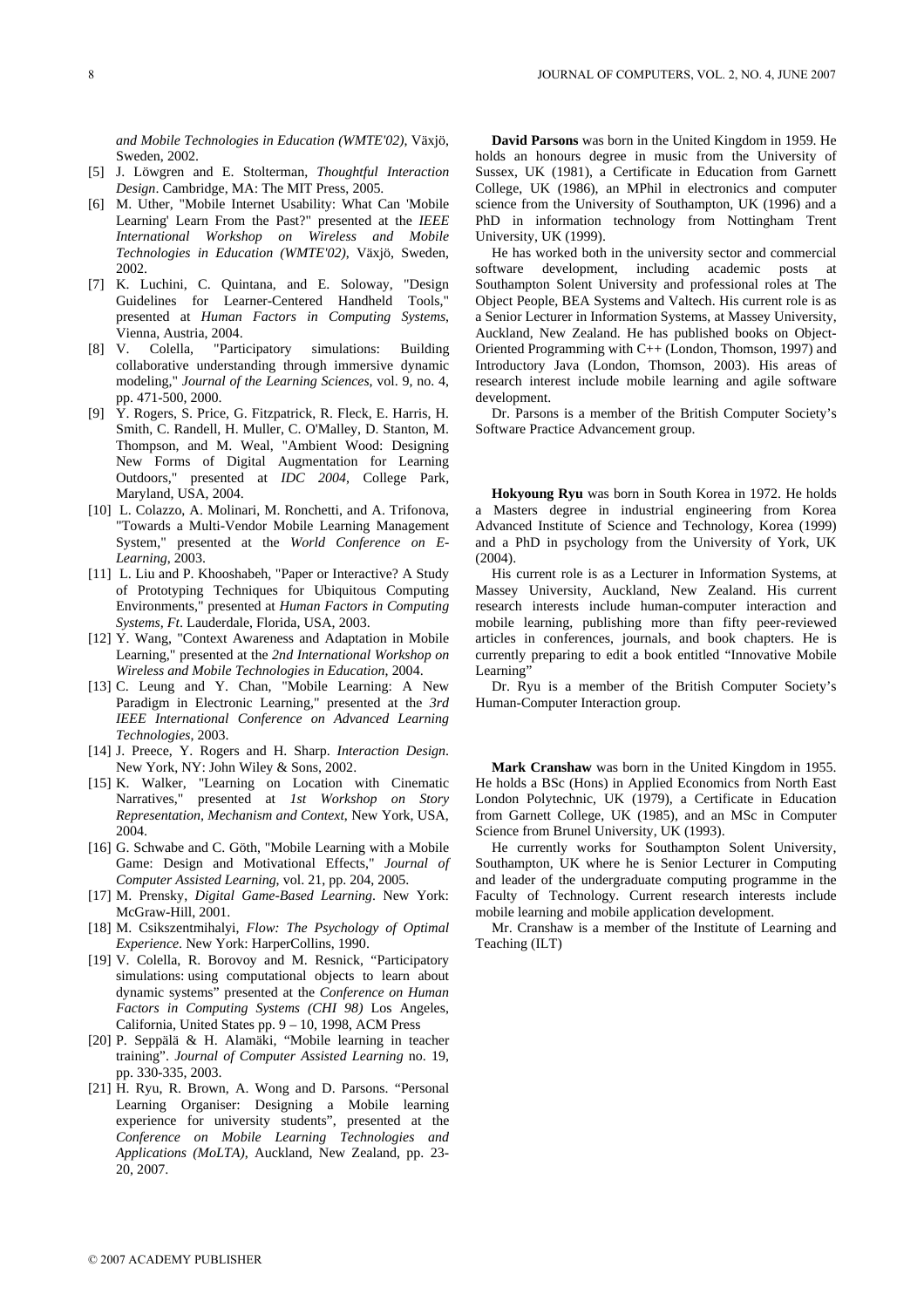*and Mobile Technologies in Education (WMTE'02)*, Växjö, Sweden, 2002.

[5] J. Löwgren and E. Stolterman, *Thoughtful Interaction Design*. Cambridge, MA: The MIT Press, 2005.

[6] M. Uther, "Mobile Internet Usability: What Can 'Mobile Learning' Learn From the Past?" presented at the *IEEE International Workshop on Wireless and Mobile Technologies in Education (WMTE'02)*, Växjö, Sweden, 2002.

[7] K. Luchini, C. Quintana, and E. Soloway, "Design Guidelines for Learner-Centered Handheld Tools," presented at *Human Factors in Computing Systems*, Vienna, Austria, 2004.

[8] V. Colella, "Participatory simulations: Building collaborative understanding through immersive dynamic modeling," *Journal of the Learning Sciences*, vol. 9, no. 4, pp. 471-500, 2000.

[9] Y. Rogers, S. Price, G. Fitzpatrick, R. Fleck, E. Harris, H. Smith, C. Randell, H. Muller, C. O'Malley, D. Stanton, M. Thompson, and M. Weal, "Ambient Wood: Designing New Forms of Digital Augmentation for Learning Outdoors," presented at *IDC 2004*, College Park, Maryland, USA, 2004.

[10] L. Colazzo, A. Molinari, M. Ronchetti, and A. Trifonova, "Towards a Multi-Vendor Mobile Learning Management System," presented at the *World Conference on E-Learning*, 2003.

[11] L. Liu and P. Khooshabeh, "Paper or Interactive? A Study of Prototyping Techniques for Ubiquitous Computing Environments," presented at *Human Factors in Computing Systems, Ft*. Lauderdale, Florida, USA, 2003.

[12] Y. Wang, "Context Awareness and Adaptation in Mobile Learning," presented at the *2nd International Workshop on Wireless and Mobile Technologies in Education*, 2004.

[13] C. Leung and Y. Chan, "Mobile Learning: A New Paradigm in Electronic Learning," presented at the *3rd IEEE International Conference on Advanced Learning Technologies*, 2003.

[14] J. Preece, Y. Rogers and H. Sharp. *Interaction Design*. New York, NY: John Wiley & Sons, 2002.

[15] K. Walker, "Learning on Location with Cinematic Narratives," presented at *1st Workshop on Story Representation, Mechanism and Context*, New York, USA, 2004.

[16] G. Schwabe and C. Göth, "Mobile Learning with a Mobile Game: Design and Motivational Effects," *Journal of Computer Assisted Learning*, vol. 21, pp. 204, 2005.

[17] M. Prensky, *Digital Game-Based Learning*. New York: McGraw-Hill, 2001.

[18] M. Csikszentmihalyi, *Flow: The Psychology of Optimal Experience*. New York: HarperCollins, 1990.

[19] V. Colella, R. Borovoy and M. Resnick, "Participatory simulations: using computational objects to learn about dynamic systems" presented at the *Conference on Human Factors in Computing Systems (CHI 98)* Los Angeles, California, United States pp. 9 – 10, 1998, ACM Press

[20] P. Seppälä & H. Alamäki, "Mobile learning in teacher training". *Journal of Computer Assisted Learning* no. 19, pp. 330-335, 2003.

[21] H. Ryu, R. Brown, A. Wong and D. Parsons. "Personal Learning Organiser: Designing a Mobile learning experience for university students", presented at the *Conference on Mobile Learning Technologies and Applications (MoLTA)*, Auckland, New Zealand, pp. 23-20, 2007.

**David Parsons** was born in the United Kingdom in 1959. He holds an honours degree in music from the University of Sussex, UK (1981), a Certificate in Education from Garnett College, UK (1986), an MPhil in electronics and computer science from the University of Southampton, UK (1996) and a PhD in information technology from Nottingham Trent University, UK (1999).

He has worked both in the university sector and commercial software development, including academic posts at Southampton Solent University and professional roles at The Object People, BEA Systems and Valtech. His current role is as a Senior Lecturer in Information Systems, at Massey University, Auckland, New Zealand. He has published books on Object-Oriented Programming with C++ (London, Thomson, 1997) and Introductory Java (London, Thomson, 2003). His areas of research interest include mobile learning and agile software development.

Dr. Parsons is a member of the British Computer Society's Software Practice Advancement group.

**Hokyoung Ryu** was born in South Korea in 1972. He holds a Masters degree in industrial engineering from Korea Advanced Institute of Science and Technology, Korea (1999) and a PhD in psychology from the University of York, UK (2004).

His current role is as a Lecturer in Information Systems, at Massey University, Auckland, New Zealand. His current research interests include human-computer interaction and mobile learning, publishing more than fifty peer-reviewed articles in conferences, journals, and book chapters. He is currently preparing to edit a book entitled "Innovative Mobile Learning"

Dr. Ryu is a member of the British Computer Society's Human-Computer Interaction group.

**Mark Cranshaw** was born in the United Kingdom in 1955. He holds a BSc (Hons) in Applied Economics from North East London Polytechnic, UK (1979), a Certificate in Education from Garnett College, UK (1985), and an MSc in Computer Science from Brunel University, UK (1993).

He currently works for Southampton Solent University, Southampton, UK where he is Senior Lecturer in Computing and leader of the undergraduate computing programme in the Faculty of Technology. Current research interests include mobile learning and mobile application development.

Mr. Cranshaw is a member of the Institute of Learning and Teaching (ILT)